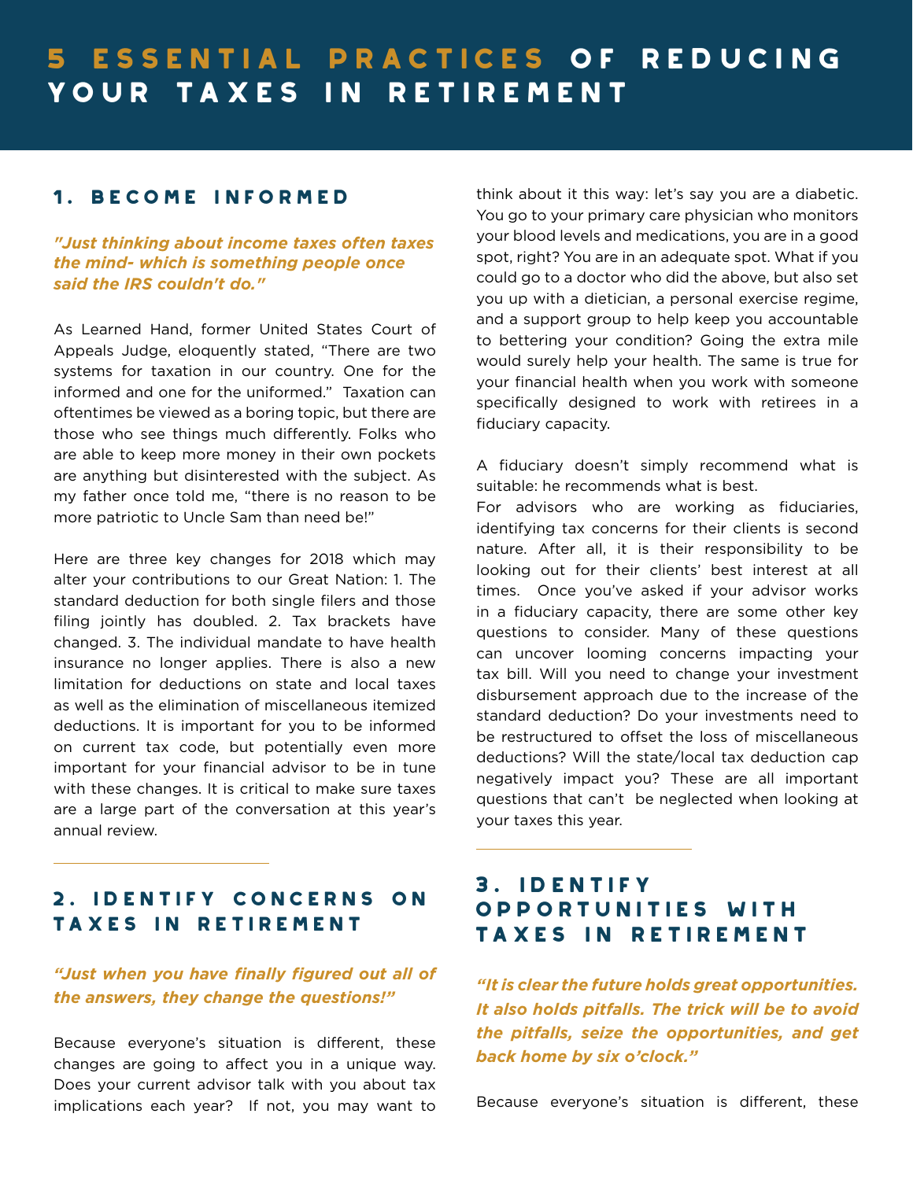# 5 ESSENTIAL PRACTICES OF REDUCING YOUR TAXES IN RETIREMENT

## 1. BECOME INFORMED

***"Just thinking about income taxes often taxes the mind- which is something people once said the IRS couldn't do."***

As Learned Hand, former United States Court of Appeals Judge, eloquently stated, "There are two systems for taxation in our country. One for the informed and one for the uniformed." Taxation can oftentimes be viewed as a boring topic, but there are those who see things much differently. Folks who are able to keep more money in their own pockets are anything but disinterested with the subject. As my father once told me, "there is no reason to be more patriotic to Uncle Sam than need be!"

Here are three key changes for 2018 which may alter your contributions to our Great Nation: 1. The standard deduction for both single filers and those filing jointly has doubled. 2. Tax brackets have changed. 3. The individual mandate to have health insurance no longer applies. There is also a new limitation for deductions on state and local taxes as well as the elimination of miscellaneous itemized deductions. It is important for you to be informed on current tax code, but potentially even more important for your financial advisor to be in tune with these changes. It is critical to make sure taxes are a large part of the conversation at this year's annual review.

---

## 2. IDENTIFY CONCERNS ON TAXES IN RETIREMENT

***"Just when you have finally figured out all of the answers, they change the questions!"***

Because everyone's situation is different, these changes are going to affect you in a unique way. Does your current advisor talk with you about tax implications each year? If not, you may want to think about it this way: let's say you are a diabetic. You go to your primary care physician who monitors your blood levels and medications, you are in a good spot, right? You are in an adequate spot. What if you could go to a doctor who did the above, but also set you up with a dietician, a personal exercise regime, and a support group to help keep you accountable to bettering your condition? Going the extra mile would surely help your health. The same is true for your financial health when you work with someone specifically designed to work with retirees in a fiduciary capacity.

A fiduciary doesn't simply recommend what is suitable: he recommends what is best.
For advisors who are working as fiduciaries, identifying tax concerns for their clients is second nature. After all, it is their responsibility to be looking out for their clients' best interest at all times. Once you've asked if your advisor works in a fiduciary capacity, there are some other key questions to consider. Many of these questions can uncover looming concerns impacting your tax bill. Will you need to change your investment disbursement approach due to the increase of the standard deduction? Do your investments need to be restructured to offset the loss of miscellaneous deductions? Will the state/local tax deduction cap negatively impact you? These are all important questions that can't be neglected when looking at your taxes this year.

---

## 3. IDENTIFY OPPORTUNITIES WITH TAXES IN RETIREMENT

***"It is clear the future holds great opportunities. It also holds pitfalls. The trick will be to avoid the pitfalls, seize the opportunities, and get back home by six o'clock."***

Because everyone's situation is different, these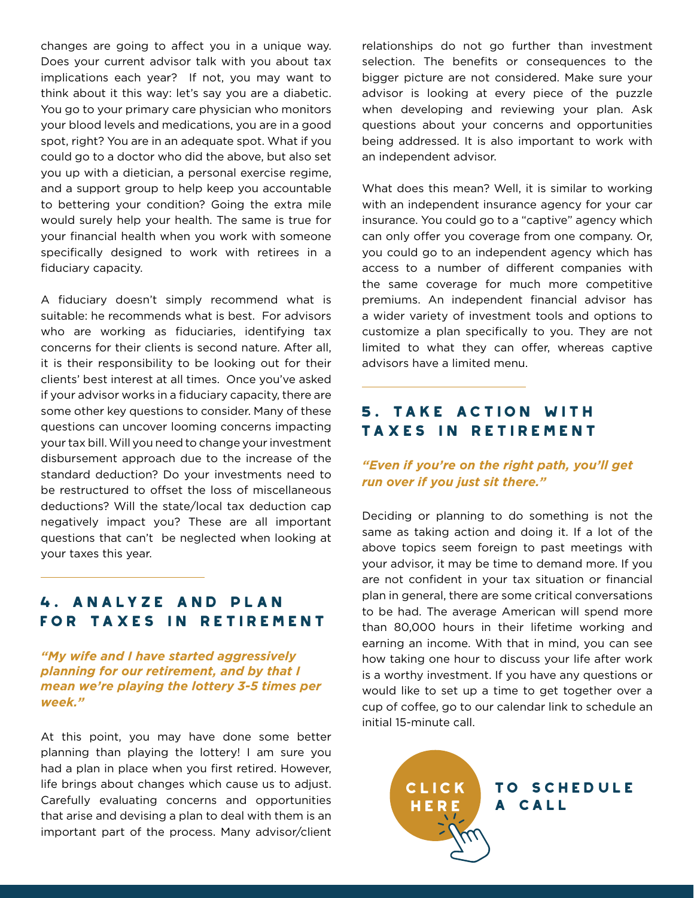changes are going to affect you in a unique way. Does your current advisor talk with you about tax implications each year? If not, you may want to think about it this way: let's say you are a diabetic. You go to your primary care physician who monitors your blood levels and medications, you are in a good spot, right? You are in an adequate spot. What if you could go to a doctor who did the above, but also set you up with a dietician, a personal exercise regime, and a support group to help keep you accountable to bettering your condition? Going the extra mile would surely help your health. The same is true for your financial health when you work with someone specifically designed to work with retirees in a fiduciary capacity.

A fiduciary doesn't simply recommend what is suitable: he recommends what is best. For advisors who are working as fiduciaries, identifying tax concerns for their clients is second nature. After all, it is their responsibility to be looking out for their clients' best interest at all times. Once you've asked if your advisor works in a fiduciary capacity, there are some other key questions to consider. Many of these questions can uncover looming concerns impacting your tax bill. Will you need to change your investment disbursement approach due to the increase of the standard deduction? Do your investments need to be restructured to offset the loss of miscellaneous deductions? Will the state/local tax deduction cap negatively impact you? These are all important questions that can't be neglected when looking at your taxes this year.

## 4. ANALYZE AND PLAN FOR TAXES IN RETIREMENT

***"My wife and I have started aggressively planning for our retirement, and by that I mean we're playing the lottery 3-5 times per week."***

At this point, you may have done some better planning than playing the lottery! I am sure you had a plan in place when you first retired. However, life brings about changes which cause us to adjust. Carefully evaluating concerns and opportunities that arise and devising a plan to deal with them is an important part of the process. Many advisor/client relationships do not go further than investment selection. The benefits or consequences to the bigger picture are not considered. Make sure your advisor is looking at every piece of the puzzle when developing and reviewing your plan. Ask questions about your concerns and opportunities being addressed. It is also important to work with an independent advisor.

What does this mean? Well, it is similar to working with an independent insurance agency for your car insurance. You could go to a "captive" agency which can only offer you coverage from one company. Or, you could go to an independent agency which has access to a number of different companies with the same coverage for much more competitive premiums. An independent financial advisor has a wider variety of investment tools and options to customize a plan specifically to you. They are not limited to what they can offer, whereas captive advisors have a limited menu.

## 5. TAKE ACTION WITH TAXES IN RETIREMENT

***"Even if you're on the right path, you'll get run over if you just sit there."***

Deciding or planning to do something is not the same as taking action and doing it. If a lot of the above topics seem foreign to past meetings with your advisor, it may be time to demand more. If you are not confident in your tax situation or financial plan in general, there are some critical conversations to be had. The average American will spend more than 80,000 hours in their lifetime working and earning an income. With that in mind, you can see how taking one hour to discuss your life after work is a worthy investment. If you have any questions or would like to set up a time to get together over a cup of coffee, go to our calendar link to schedule an initial 15-minute call.

CLICK HERE TO SCHEDULE A CALL